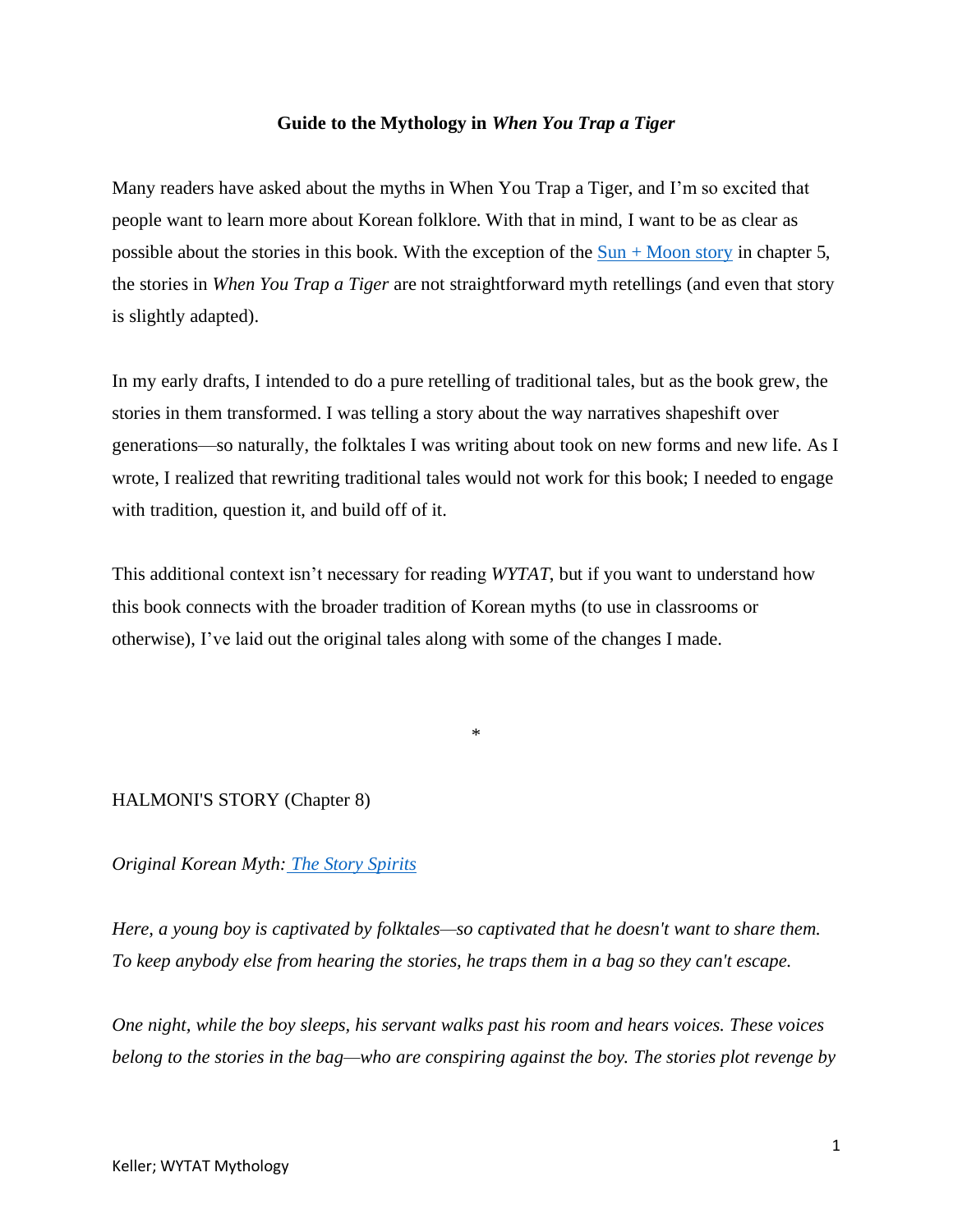**Guide to the Mythology in *When You Trap a Tiger***

Many readers have asked about the myths in When You Trap a Tiger, and I'm so excited that people want to learn more about Korean folklore. With that in mind, I want to be as clear as possible about the stories in this book. With the exception of the [Sun + Moon story] in chapter 5, the stories in *When You Trap a Tiger* are not straightforward myth retellings (and even that story is slightly adapted).

In my early drafts, I intended to do a pure retelling of traditional tales, but as the book grew, the stories in them transformed. I was telling a story about the way narratives shapeshift over generations—so naturally, the folktales I was writing about took on new forms and new life. As I wrote, I realized that rewriting traditional tales would not work for this book; I needed to engage with tradition, question it, and build off of it.

This additional context isn't necessary for reading *WYTAT*, but if you want to understand how this book connects with the broader tradition of Korean myths (to use in classrooms or otherwise), I've laid out the original tales along with some of the changes I made.

*

HALMONI'S STORY (Chapter 8)

*Original Korean Myth: [The Story Spirits]*

*Here, a young boy is captivated by folktales—so captivated that he doesn't want to share them. To keep anybody else from hearing the stories, he traps them in a bag so they can't escape.*

*One night, while the boy sleeps, his servant walks past his room and hears voices. These voices belong to the stories in the bag—who are conspiring against the boy. The stories plot revenge by*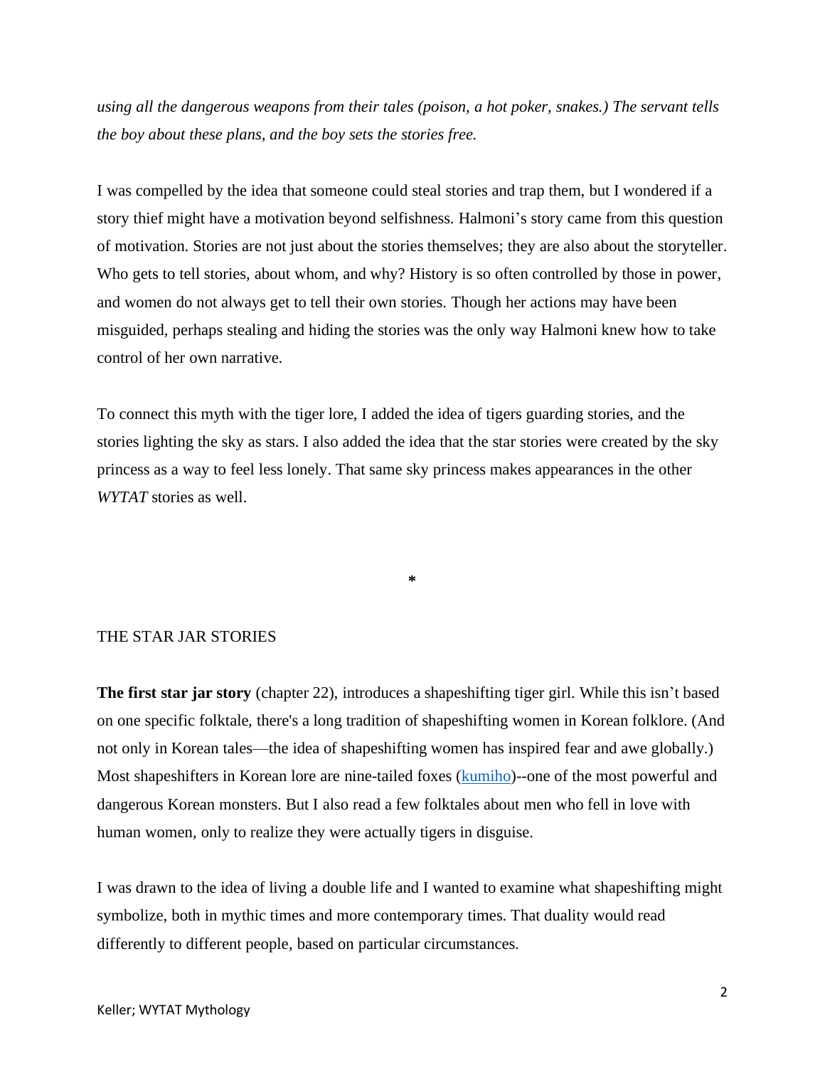*using all the dangerous weapons from their tales (poison, a hot poker, snakes.) The servant tells the boy about these plans, and the boy sets the stories free.*

I was compelled by the idea that someone could steal stories and trap them, but I wondered if a story thief might have a motivation beyond selfishness. Halmoni's story came from this question of motivation. Stories are not just about the stories themselves; they are also about the storyteller. Who gets to tell stories, about whom, and why? History is so often controlled by those in power, and women do not always get to tell their own stories. Though her actions may have been misguided, perhaps stealing and hiding the stories was the only way Halmoni knew how to take control of her own narrative.

To connect this myth with the tiger lore, I added the idea of tigers guarding stories, and the stories lighting the sky as stars. I also added the idea that the star stories were created by the sky princess as a way to feel less lonely. That same sky princess makes appearances in the other *WYTAT* stories as well.

*

THE STAR JAR STORIES

**The first star jar story** (chapter 22), introduces a shapeshifting tiger girl. While this isn't based on one specific folktale, there's a long tradition of shapeshifting women in Korean folklore. (And not only in Korean tales—the idea of shapeshifting women has inspired fear and awe globally.) Most shapeshifters in Korean lore are nine-tailed foxes (kumiho)--one of the most powerful and dangerous Korean monsters. But I also read a few folktales about men who fell in love with human women, only to realize they were actually tigers in disguise.

I was drawn to the idea of living a double life and I wanted to examine what shapeshifting might symbolize, both in mythic times and more contemporary times. That duality would read differently to different people, based on particular circumstances.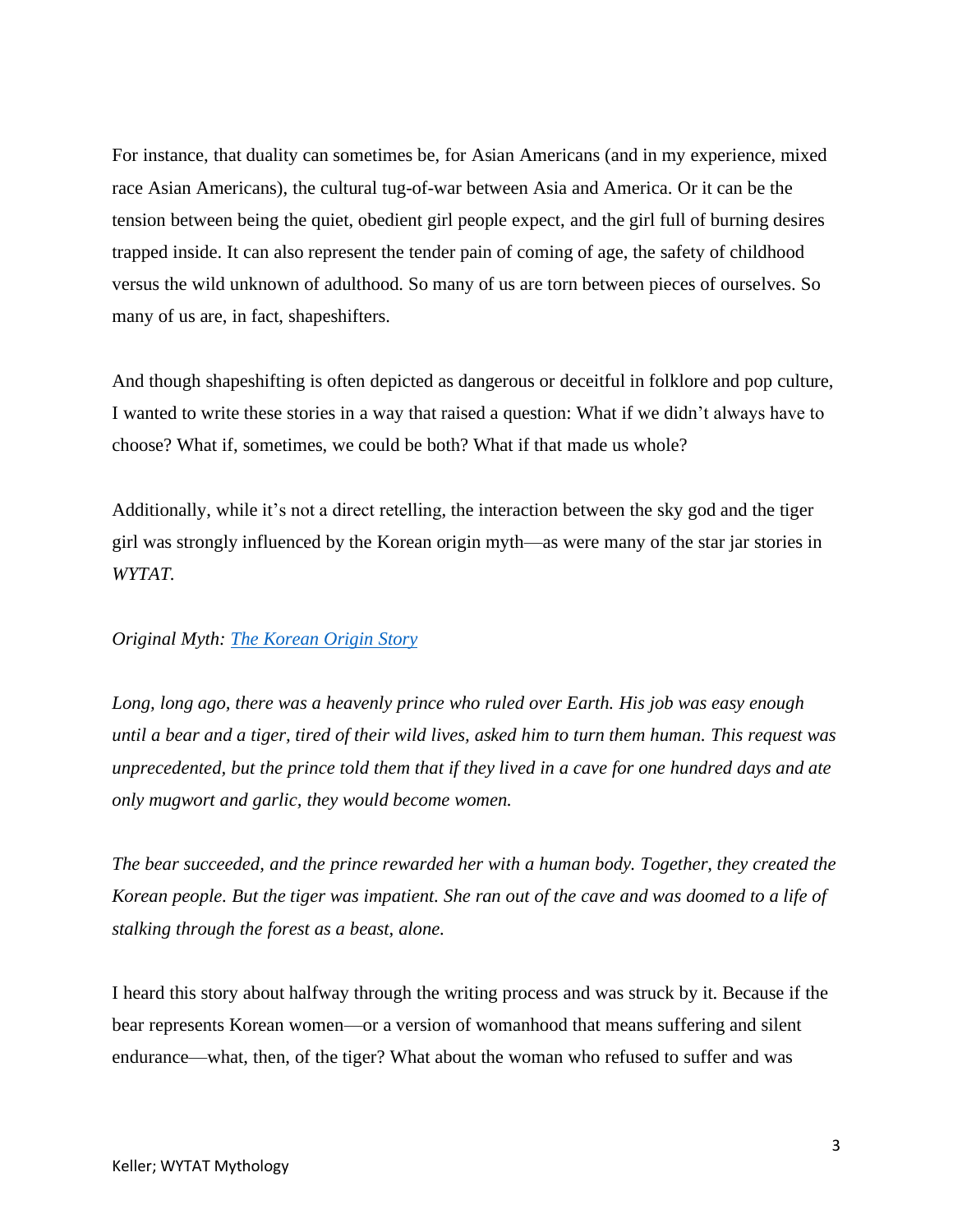For instance, that duality can sometimes be, for Asian Americans (and in my experience, mixed race Asian Americans), the cultural tug-of-war between Asia and America. Or it can be the tension between being the quiet, obedient girl people expect, and the girl full of burning desires trapped inside. It can also represent the tender pain of coming of age, the safety of childhood versus the wild unknown of adulthood. So many of us are torn between pieces of ourselves. So many of us are, in fact, shapeshifters.

And though shapeshifting is often depicted as dangerous or deceitful in folklore and pop culture, I wanted to write these stories in a way that raised a question: What if we didn't always have to choose? What if, sometimes, we could be both? What if that made us whole?

Additionally, while it's not a direct retelling, the interaction between the sky god and the tiger girl was strongly influenced by the Korean origin myth—as were many of the star jar stories in *WYTAT*.

*Original Myth: The Korean Origin Story*

*Long, long ago, there was a heavenly prince who ruled over Earth. His job was easy enough until a bear and a tiger, tired of their wild lives, asked him to turn them human. This request was unprecedented, but the prince told them that if they lived in a cave for one hundred days and ate only mugwort and garlic, they would become women.*

*The bear succeeded, and the prince rewarded her with a human body. Together, they created the Korean people. But the tiger was impatient. She ran out of the cave and was doomed to a life of stalking through the forest as a beast, alone.*

I heard this story about halfway through the writing process and was struck by it. Because if the bear represents Korean women—or a version of womanhood that means suffering and silent endurance—what, then, of the tiger? What about the woman who refused to suffer and was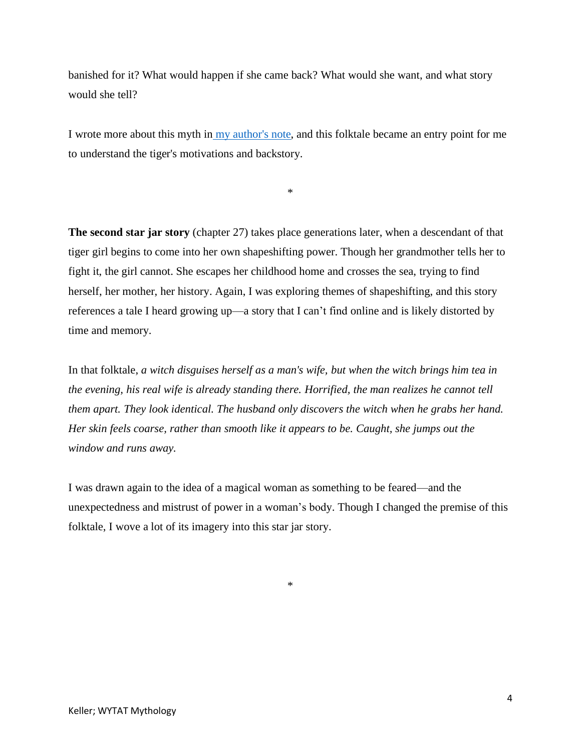banished for it? What would happen if she came back? What would she want, and what story would she tell?

I wrote more about this myth in my author's note, and this folktale became an entry point for me to understand the tiger's motivations and backstory.

*

**The second star jar story** (chapter 27) takes place generations later, when a descendant of that tiger girl begins to come into her own shapeshifting power. Though her grandmother tells her to fight it, the girl cannot. She escapes her childhood home and crosses the sea, trying to find herself, her mother, her history. Again, I was exploring themes of shapeshifting, and this story references a tale I heard growing up—a story that I can't find online and is likely distorted by time and memory.

In that folktale, *a witch disguises herself as a man's wife, but when the witch brings him tea in the evening, his real wife is already standing there. Horrified, the man realizes he cannot tell them apart. They look identical. The husband only discovers the witch when he grabs her hand. Her skin feels coarse, rather than smooth like it appears to be. Caught, she jumps out the window and runs away.*

I was drawn again to the idea of a magical woman as something to be feared—and the unexpectedness and mistrust of power in a woman's body. Though I changed the premise of this folktale, I wove a lot of its imagery into this star jar story.

*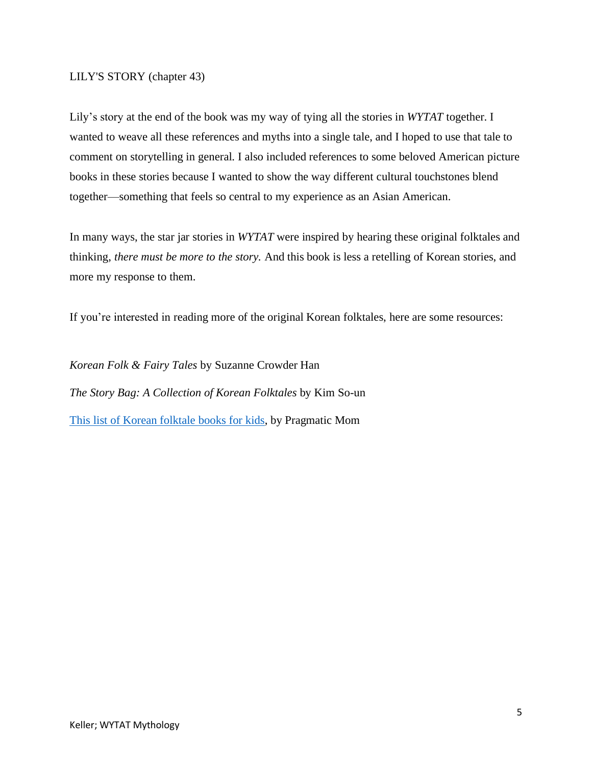LILY'S STORY (chapter 43)

Lily's story at the end of the book was my way of tying all the stories in *WYTAT* together. I wanted to weave all these references and myths into a single tale, and I hoped to use that tale to comment on storytelling in general. I also included references to some beloved American picture books in these stories because I wanted to show the way different cultural touchstones blend together—something that feels so central to my experience as an Asian American.

In many ways, the star jar stories in *WYTAT* were inspired by hearing these original folktales and thinking, *there must be more to the story.* And this book is less a retelling of Korean stories, and more my response to them.

If you're interested in reading more of the original Korean folktales, here are some resources:

*Korean Folk & Fairy Tales* by Suzanne Crowder Han

*The Story Bag: A Collection of Korean Folktales* by Kim So-un

This list of Korean folktale books for kids, by Pragmatic Mom